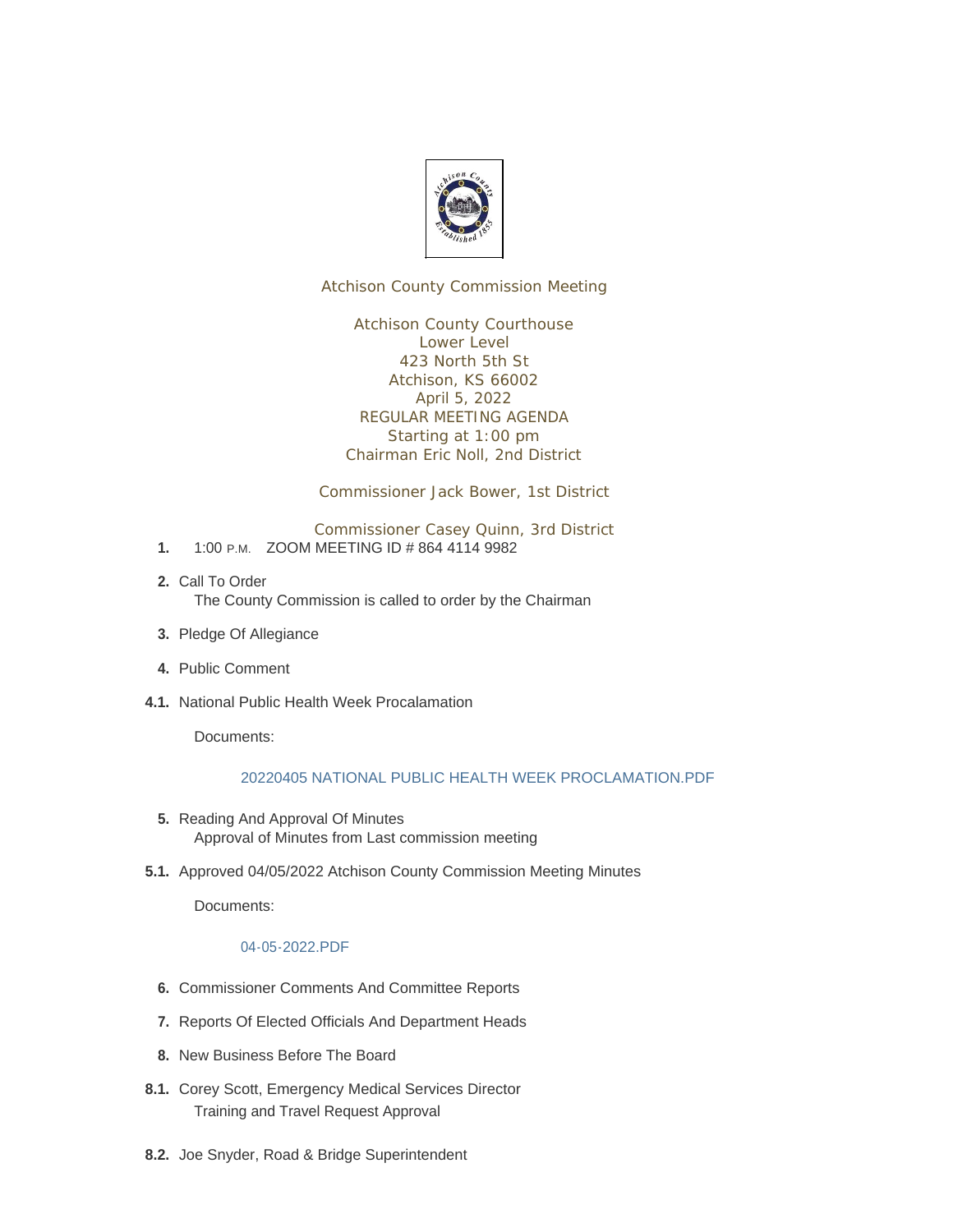Atchison County Commission Meeting

Atchison County Courthouse
Lower Level
423 North 5th St
Atchison, KS 66002
April 5, 2022
REGULAR MEETING AGENDA
Starting at 1:00 pm
Chairman Eric Noll, 2nd District

Commissioner Jack Bower, 1st District

Commissioner Casey Quinn, 3rd District

**1.** 1:00 P.M. ZOOM MEETING ID # 864 4114 9982

**2.** Call To Order
The County Commission is called to order by the Chairman

**3.** Pledge Of Allegiance

**4.** Public Comment

**4.1.** National Public Health Week Procalamation

Documents:

20220405 NATIONAL PUBLIC HEALTH WEEK PROCLAMATION.PDF

**5.** Reading And Approval Of Minutes
Approval of Minutes from Last commission meeting

**5.1.** Approved 04/05/2022 Atchison County Commission Meeting Minutes

Documents:

04-05-2022.PDF

**6.** Commissioner Comments And Committee Reports

**7.** Reports Of Elected Officials And Department Heads

**8.** New Business Before The Board

**8.1.** Corey Scott, Emergency Medical Services Director
Training and Travel Request Approval

**8.2.** Joe Snyder, Road & Bridge Superintendent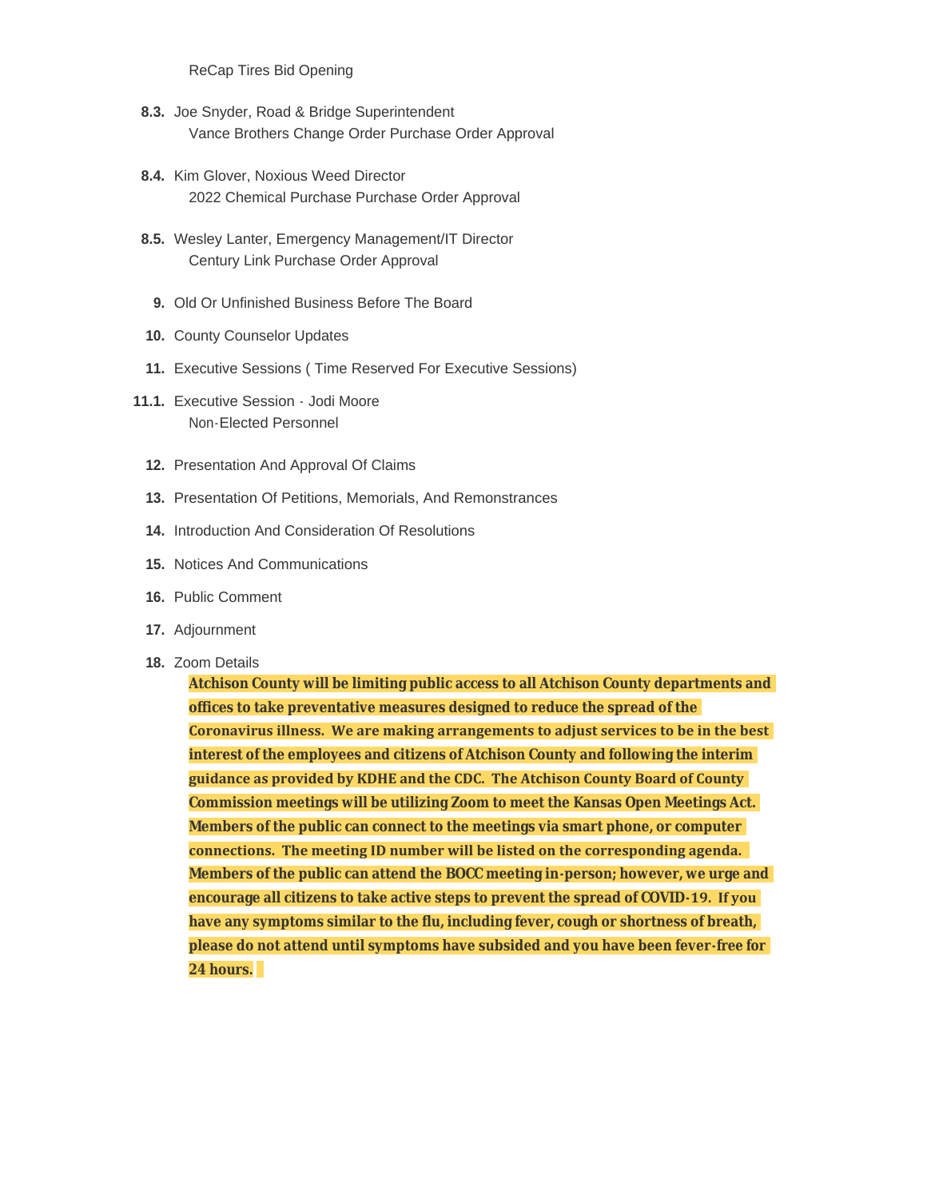ReCap Tires Bid Opening

**8.3.** Joe Snyder, Road & Bridge Superintendent
Vance Brothers Change Order Purchase Order Approval

**8.4.** Kim Glover, Noxious Weed Director
2022 Chemical Purchase Purchase Order Approval

**8.5.** Wesley Lanter, Emergency Management/IT Director
Century Link Purchase Order Approval

**9.** Old Or Unfinished Business Before The Board

**10.** County Counselor Updates

**11.** Executive Sessions ( Time Reserved For Executive Sessions)

**11.1.** Executive Session - Jodi Moore
Non-Elected Personnel

**12.** Presentation And Approval Of Claims

**13.** Presentation Of Petitions, Memorials, And Remonstrances

**14.** Introduction And Consideration Of Resolutions

**15.** Notices And Communications

**16.** Public Comment

**17.** Adjournment

**18.** Zoom Details

**Atchison County will be limiting public access to all Atchison County departments and offices to take preventative measures designed to reduce the spread of the Coronavirus illness. We are making arrangements to adjust services to be in the best interest of the employees and citizens of Atchison County and following the interim guidance as provided by KDHE and the CDC. The Atchison County Board of County Commission meetings will be utilizing Zoom to meet the Kansas Open Meetings Act. Members of the public can connect to the meetings via smart phone, or computer connections. The meeting ID number will be listed on the corresponding agenda. Members of the public can attend the BOCC meeting in-person; however, we urge and encourage all citizens to take active steps to prevent the spread of COVID-19. If you have any symptoms similar to the flu, including fever, cough or shortness of breath, please do not attend until symptoms have subsided and you have been fever-free for 24 hours.**